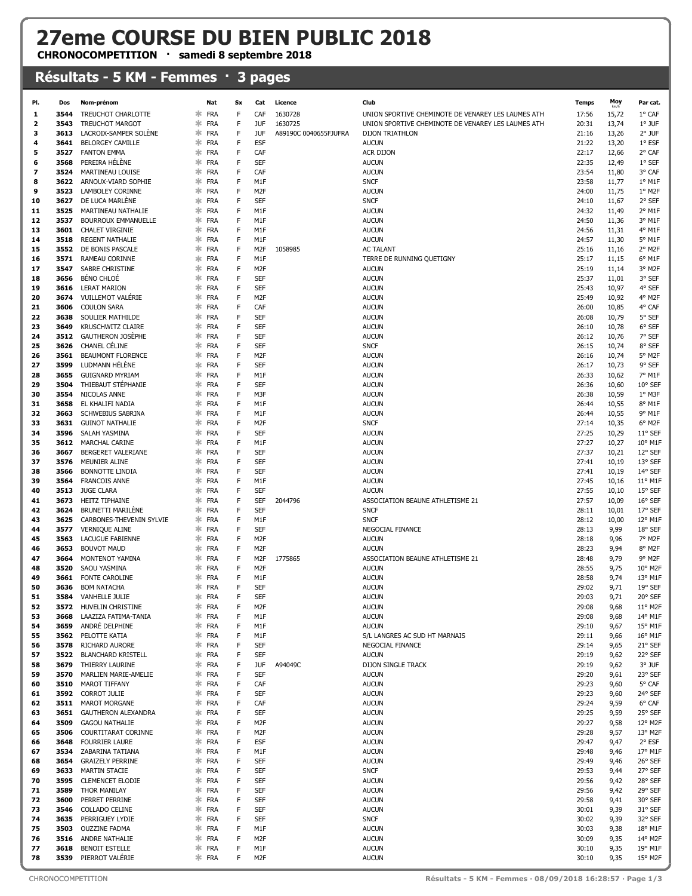# 27eme COURSE DU BIEN PUBLIC 2018

**CHRONOCOMPETITION · samedi 8 septembre 2018**

## Résultats - 5 KM - Femmes · 3 pages

| Pl. | Dos | Nom-prénom | Nat | Sx | Cat | Licence | Club | Temps | Moy km/h | Par cat. |
|---|---|---|---|---|---|---|---|---|---|---|
| 1 | 3544 | TREUCHOT CHARLOTTE | FRA | F | CAF | 1630728 | UNION SPORTIVE CHEMINOTE DE VENAREY LES LAUMES ATH | 17:56 | 15,72 | 1° CAF |
| 2 | 3543 | TREUCHOT MARGOT | FRA | F | JUF | 1630725 | UNION SPORTIVE CHEMINOTE DE VENAREY LES LAUMES ATH | 20:31 | 13,74 | 1° JUF |
| 3 | 3613 | LACROIX-SAMPER SOLÈNE | FRA | F | JUF | A89190C 0040655FJUFRA | DIJON TRIATHLON | 21:16 | 13,26 | 2° JUF |
| 4 | 3641 | BELORGEY CAMILLE | FRA | F | ESF | | AUCUN | 21:22 | 13,20 | 1° ESF |
| 5 | 3527 | FANTON EMMA | FRA | F | CAF | | ACR DIJON | 22:17 | 12,66 | 2° CAF |
| 6 | 3568 | PEREIRA HÉLÈNE | FRA | F | SEF | | AUCUN | 22:35 | 12,49 | 1° SEF |
| 7 | 3524 | MARTINEAU LOUISE | FRA | F | CAF | | AUCUN | 23:54 | 11,80 | 3° CAF |
| 8 | 3622 | ARNOUX-VIARD SOPHIE | FRA | F | M1F | | SNCF | 23:58 | 11,77 | 1° M1F |
| 9 | 3523 | LAMBOLEY CORINNE | FRA | F | M2F | | AUCUN | 24:00 | 11,75 | 1° M2F |
| 10 | 3627 | DE LUCA MARLÈNE | FRA | F | SEF | | SNCF | 24:10 | 11,67 | 2° SEF |
| 11 | 3525 | MARTINEAU NATHALIE | FRA | F | M1F | | AUCUN | 24:32 | 11,49 | 2° M1F |
| 12 | 3537 | BOURROUX EMMANUELLE | FRA | F | M1F | | AUCUN | 24:50 | 11,36 | 3° M1F |
| 13 | 3601 | CHALET VIRGINIE | FRA | F | M1F | | AUCUN | 24:56 | 11,31 | 4° M1F |
| 14 | 3518 | REGENT NATHALIE | FRA | F | M1F | | AUCUN | 24:57 | 11,30 | 5° M1F |
| 15 | 3552 | DE BONIS PASCALE | FRA | F | M2F | 1058985 | AC TALANT | 25:16 | 11,16 | 2° M2F |
| 16 | 3571 | RAMEAU CORINNE | FRA | F | M1F | | TERRE DE RUNNING QUETIGNY | 25:17 | 11,15 | 6° M1F |
| 17 | 3547 | SABRE CHRISTINE | FRA | F | M2F | | AUCUN | 25:19 | 11,14 | 3° M2F |
| 18 | 3656 | BÉNO CHLOÉ | FRA | F | SEF | | AUCUN | 25:37 | 11,01 | 3° SEF |
| 19 | 3616 | LERAT MARION | FRA | F | SEF | | AUCUN | 25:43 | 10,97 | 4° SEF |
| 20 | 3674 | VUILLEMOT VALÉRIE | FRA | F | M2F | | AUCUN | 25:49 | 10,92 | 4° M2F |
| 21 | 3606 | COULON SARA | FRA | F | CAF | | AUCUN | 26:00 | 10,85 | 4° CAF |
| 22 | 3638 | SOULIER MATHILDE | FRA | F | SEF | | AUCUN | 26:08 | 10,79 | 5° SEF |
| 23 | 3649 | KRUSCHWITZ CLAIRE | FRA | F | SEF | | AUCUN | 26:10 | 10,78 | 6° SEF |
| 24 | 3512 | GAUTHERON JOSÈPHE | FRA | F | SEF | | AUCUN | 26:12 | 10,76 | 7° SEF |
| 25 | 3626 | CHANEL CÉLINE | FRA | F | SEF | | SNCF | 26:15 | 10,74 | 8° SEF |
| 26 | 3561 | BEAUMONT FLORENCE | FRA | F | M2F | | AUCUN | 26:16 | 10,74 | 5° M2F |
| 27 | 3599 | LUDMANN HÉLÈNE | FRA | F | SEF | | AUCUN | 26:17 | 10,73 | 9° SEF |
| 28 | 3655 | GUIGNARD MYRIAM | FRA | F | M1F | | AUCUN | 26:33 | 10,62 | 7° M1F |
| 29 | 3504 | THIEBAUT STÉPHANIE | FRA | F | SEF | | AUCUN | 26:36 | 10,60 | 10° SEF |
| 30 | 3554 | NICOLAS ANNE | FRA | F | M3F | | AUCUN | 26:38 | 10,59 | 1° M3F |
| 31 | 3658 | EL KHALIFI NADIA | FRA | F | M1F | | AUCUN | 26:44 | 10,55 | 8° M1F |
| 32 | 3663 | SCHWEBIUS SABRINA | FRA | F | M1F | | AUCUN | 26:44 | 10,55 | 9° M1F |
| 33 | 3631 | GUINOT NATHALIE | FRA | F | M2F | | SNCF | 27:14 | 10,35 | 6° M2F |
| 34 | 3596 | SALAH YASMINA | FRA | F | SEF | | AUCUN | 27:25 | 10,29 | 11° SEF |
| 35 | 3612 | MARCHAL CARINE | FRA | F | M1F | | AUCUN | 27:27 | 10,27 | 10° M1F |
| 36 | 3667 | BERGERET VALERIANE | FRA | F | SEF | | AUCUN | 27:37 | 10,21 | 12° SEF |
| 37 | 3576 | MEUNIER ALINE | FRA | F | SEF | | AUCUN | 27:41 | 10,19 | 13° SEF |
| 38 | 3566 | BONNOTTE LINDIA | FRA | F | SEF | | AUCUN | 27:41 | 10,19 | 14° SEF |
| 39 | 3564 | FRANCOIS ANNE | FRA | F | M1F | | AUCUN | 27:45 | 10,16 | 11° M1F |
| 40 | 3513 | JUGE CLARA | FRA | F | SEF | | AUCUN | 27:55 | 10,10 | 15° SEF |
| 41 | 3673 | HEITZ TIPHAINE | FRA | F | SEF | 2044796 | ASSOCIATION BEAUNE ATHLETISME 21 | 27:57 | 10,09 | 16° SEF |
| 42 | 3624 | BRUNETTI MARILÈNE | FRA | F | SEF | | SNCF | 28:11 | 10,01 | 17° SEF |
| 43 | 3625 | CARBONES-THEVENIN SYLVIE | FRA | F | M1F | | SNCF | 28:12 | 10,00 | 12° M1F |
| 44 | 3577 | VERNIQUE ALINE | FRA | F | SEF | | NEGOCIAL FINANCE | 28:13 | 9,99 | 18° SEF |
| 45 | 3563 | LACUGUE FABIENNE | FRA | F | M2F | | AUCUN | 28:18 | 9,96 | 7° M2F |
| 46 | 3653 | BOUVOT MAUD | FRA | F | M2F | | AUCUN | 28:23 | 9,94 | 8° M2F |
| 47 | 3664 | MONTENOT YAMINA | FRA | F | M2F | 1775865 | ASSOCIATION BEAUNE ATHLETISME 21 | 28:48 | 9,79 | 9° M2F |
| 48 | 3520 | SAOU YASMINA | FRA | F | M2F | | AUCUN | 28:55 | 9,75 | 10° M2F |
| 49 | 3661 | FONTE CAROLINE | FRA | F | M1F | | AUCUN | 28:58 | 9,74 | 13° M1F |
| 50 | 3636 | BOM NATACHA | FRA | F | SEF | | AUCUN | 29:02 | 9,71 | 19° SEF |
| 51 | 3584 | VANHELLE JULIE | FRA | F | SEF | | AUCUN | 29:03 | 9,71 | 20° SEF |
| 52 | 3572 | HUVELIN CHRISTINE | FRA | F | M2F | | AUCUN | 29:08 | 9,68 | 11° M2F |
| 53 | 3668 | LAAZIZA FATIMA-TANIA | FRA | F | M1F | | AUCUN | 29:08 | 9,68 | 14° M1F |
| 54 | 3659 | ANDRÉ DELPHINE | FRA | F | M1F | | AUCUN | 29:10 | 9,67 | 15° M1F |
| 55 | 3562 | PELOTTE KATIA | FRA | F | M1F | | S/L LANGRES AC SUD HT MARNAIS | 29:11 | 9,66 | 16° M1F |
| 56 | 3578 | RICHARD AURORE | FRA | F | SEF | | NEGOCIAL FINANCE | 29:14 | 9,65 | 21° SEF |
| 57 | 3522 | BLANCHARD KRISTELL | FRA | F | SEF | | AUCUN | 29:19 | 9,62 | 22° SEF |
| 58 | 3679 | THIERRY LAURINE | FRA | F | JUF | A94049C | DIJON SINGLE TRACK | 29:19 | 9,62 | 3° JUF |
| 59 | 3570 | MARLIEN MARIE-AMELIE | FRA | F | SEF | | AUCUN | 29:20 | 9,61 | 23° SEF |
| 60 | 3510 | MAROT TIFFANY | FRA | F | CAF | | AUCUN | 29:23 | 9,60 | 5° CAF |
| 61 | 3592 | CORROT JULIE | FRA | F | SEF | | AUCUN | 29:23 | 9,60 | 24° SEF |
| 62 | 3511 | MAROT MORGANE | FRA | F | CAF | | AUCUN | 29:24 | 9,59 | 6° CAF |
| 63 | 3651 | GAUTHERON ALEXANDRA | FRA | F | SEF | | AUCUN | 29:25 | 9,59 | 25° SEF |
| 64 | 3509 | GAGOU NATHALIE | FRA | F | M2F | | AUCUN | 29:27 | 9,58 | 12° M2F |
| 65 | 3506 | COURTITARAT CORINNE | FRA | F | M2F | | AUCUN | 29:28 | 9,57 | 13° M2F |
| 66 | 3648 | FOURRIER LAURE | FRA | F | ESF | | AUCUN | 29:47 | 9,47 | 2° ESF |
| 67 | 3534 | ZABARINA TATIANA | FRA | F | M1F | | AUCUN | 29:48 | 9,46 | 17° M1F |
| 68 | 3654 | GRAIZELY PERRINE | FRA | F | SEF | | AUCUN | 29:49 | 9,46 | 26° SEF |
| 69 | 3633 | MARTIN STACIE | FRA | F | SEF | | SNCF | 29:53 | 9,44 | 27° SEF |
| 70 | 3595 | CLEMENCET ELODIE | FRA | F | SEF | | AUCUN | 29:56 | 9,42 | 28° SEF |
| 71 | 3589 | THOR MANILAY | FRA | F | SEF | | AUCUN | 29:56 | 9,42 | 29° SEF |
| 72 | 3600 | PERRET PERRINE | FRA | F | SEF | | AUCUN | 29:58 | 9,41 | 30° SEF |
| 73 | 3546 | COLLADO CELINE | FRA | F | SEF | | AUCUN | 30:01 | 9,39 | 31° SEF |
| 74 | 3635 | PERRIGUEY LYDIE | FRA | F | SEF | | SNCF | 30:02 | 9,39 | 32° SEF |
| 75 | 3503 | OUZZINE FADMA | FRA | F | M1F | | AUCUN | 30:03 | 9,38 | 18° M1F |
| 76 | 3516 | ANDRE NATHALIE | FRA | F | M2F | | AUCUN | 30:09 | 9,35 | 14° M2F |
| 77 | 3618 | BENOIT ESTELLE | FRA | F | M1F | | AUCUN | 30:10 | 9,35 | 19° M1F |
| 78 | 3539 | PIERROT VALÉRIE | FRA | F | M2F | | AUCUN | 30:10 | 9,35 | 15° M2F |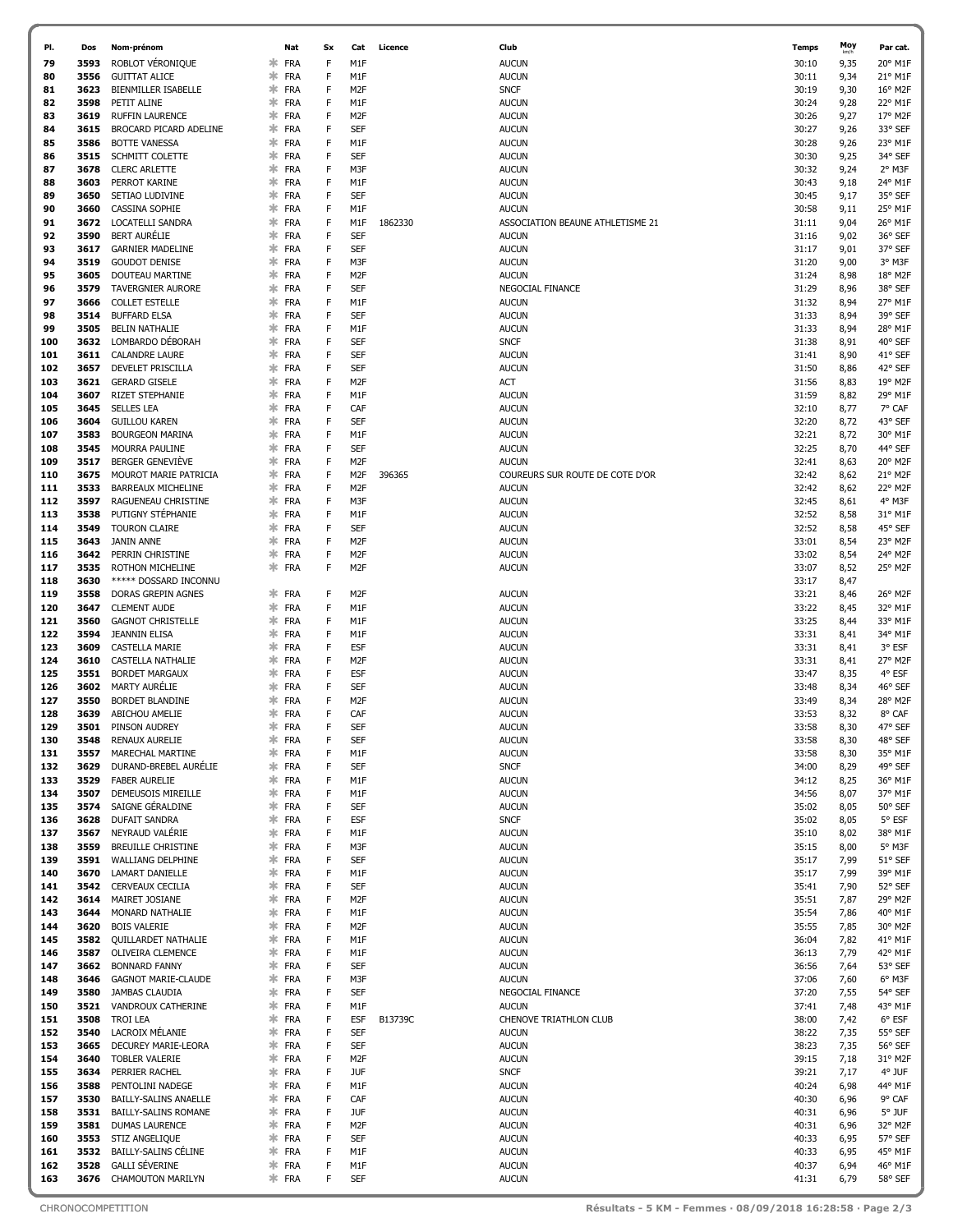| Pl. | Dos | Nom-prénom | Nat | Sx | Cat | Licence | Club | Temps | Moy km/h | Par cat. |
|---|---|---|---|---|---|---|---|---|---|---|
| 79 | 3593 | ROBLOT VÉRONIQUE | FRA | F | M1F | | AUCUN | 30:10 | 9,35 | 20° M1F |
| 80 | 3556 | GUITTAT ALICE | FRA | F | M1F | | AUCUN | 30:11 | 9,34 | 21° M1F |
| 81 | 3623 | BIENMILLER ISABELLE | FRA | F | M2F | | SNCF | 30:19 | 9,30 | 16° M2F |
| 82 | 3598 | PETIT ALINE | FRA | F | M1F | | AUCUN | 30:24 | 9,28 | 22° M1F |
| 83 | 3619 | RUFFIN LAURENCE | FRA | F | M2F | | AUCUN | 30:26 | 9,27 | 17° M2F |
| 84 | 3615 | BROCARD PICARD ADELINE | FRA | F | SEF | | AUCUN | 30:27 | 9,26 | 33° SEF |
| 85 | 3586 | BOTTE VANESSA | FRA | F | M1F | | AUCUN | 30:28 | 9,26 | 23° M1F |
| 86 | 3515 | SCHMITT COLETTE | FRA | F | SEF | | AUCUN | 30:30 | 9,25 | 34° SEF |
| 87 | 3678 | CLERC ARLETTE | FRA | F | M3F | | AUCUN | 30:32 | 9,24 | 2° M3F |
| 88 | 3603 | PERROT KARINE | FRA | F | M1F | | AUCUN | 30:43 | 9,18 | 24° M1F |
| 89 | 3650 | SETIAO LUDIVINE | FRA | F | SEF | | AUCUN | 30:45 | 9,17 | 35° SEF |
| 90 | 3660 | CASSINA SOPHIE | FRA | F | M1F | | AUCUN | 30:58 | 9,11 | 25° M1F |
| 91 | 3672 | LOCATELLI SANDRA | FRA | F | M1F | 1862330 | ASSOCIATION BEAUNE ATHLETISME 21 | 31:11 | 9,04 | 26° M1F |
| 92 | 3590 | BERT AURÉLIE | FRA | F | SEF | | AUCUN | 31:16 | 9,02 | 36° SEF |
| 93 | 3617 | GARNIER MADELINE | FRA | F | SEF | | AUCUN | 31:17 | 9,01 | 37° SEF |
| 94 | 3519 | GOUDOT DENISE | FRA | F | M3F | | AUCUN | 31:20 | 9,00 | 3° M3F |
| 95 | 3605 | DOUTEAU MARTINE | FRA | F | M2F | | AUCUN | 31:24 | 8,98 | 18° M2F |
| 96 | 3579 | TAVERGNIER AURORE | FRA | F | SEF | | NEGOCIAL FINANCE | 31:29 | 8,96 | 38° SEF |
| 97 | 3666 | COLLET ESTELLE | FRA | F | M1F | | AUCUN | 31:32 | 8,94 | 27° M1F |
| 98 | 3514 | BUFFARD ELSA | FRA | F | SEF | | AUCUN | 31:33 | 8,94 | 39° SEF |
| 99 | 3505 | BELIN NATHALIE | FRA | F | M1F | | AUCUN | 31:33 | 8,94 | 28° M1F |
| 100 | 3632 | LOMBARDO DÉBORAH | FRA | F | SEF | | SNCF | 31:38 | 8,91 | 40° SEF |
| 101 | 3611 | CALANDRE LAURE | FRA | F | SEF | | AUCUN | 31:41 | 8,90 | 41° SEF |
| 102 | 3657 | DEVELET PRISCILLA | FRA | F | SEF | | AUCUN | 31:50 | 8,86 | 42° SEF |
| 103 | 3621 | GERARD GISELE | FRA | F | M2F | | ACT | 31:56 | 8,83 | 19° M2F |
| 104 | 3607 | RIZET STEPHANIE | FRA | F | M1F | | AUCUN | 31:59 | 8,82 | 29° M1F |
| 105 | 3645 | SELLES LEA | FRA | F | CAF | | AUCUN | 32:10 | 8,77 | 7° CAF |
| 106 | 3604 | GUILLOU KAREN | FRA | F | SEF | | AUCUN | 32:20 | 8,72 | 43° SEF |
| 107 | 3583 | BOURGEON MARINA | FRA | F | M1F | | AUCUN | 32:21 | 8,72 | 30° M1F |
| 108 | 3545 | MOURRA PAULINE | FRA | F | SEF | | AUCUN | 32:25 | 8,70 | 44° SEF |
| 109 | 3517 | BERGER GENEVIÈVE | FRA | F | M2F | | AUCUN | 32:41 | 8,63 | 20° M2F |
| 110 | 3675 | MOUROT MARIE PATRICIA | FRA | F | M2F | 396365 | COUREURS SUR ROUTE DE COTE D'OR | 32:42 | 8,62 | 21° M2F |
| 111 | 3533 | BARREAUX MICHELINE | FRA | F | M2F | | AUCUN | 32:42 | 8,62 | 22° M2F |
| 112 | 3597 | RAGUENEAU CHRISTINE | FRA | F | M3F | | AUCUN | 32:45 | 8,61 | 4° M3F |
| 113 | 3538 | PUTIGNY STÉPHANIE | FRA | F | M1F | | AUCUN | 32:52 | 8,58 | 31° M1F |
| 114 | 3549 | TOURON CLAIRE | FRA | F | SEF | | AUCUN | 32:52 | 8,58 | 45° SEF |
| 115 | 3643 | JANIN ANNE | FRA | F | M2F | | AUCUN | 33:01 | 8,54 | 23° M2F |
| 116 | 3642 | PERRIN CHRISTINE | FRA | F | M2F | | AUCUN | 33:02 | 8,54 | 24° M2F |
| 117 | 3535 | ROTHON MICHELINE | FRA | F | M2F | | AUCUN | 33:07 | 8,52 | 25° M2F |
| 118 | 3630 | ***** DOSSARD INCONNU | | | | | | 33:17 | 8,47 | |
| 119 | 3558 | DORAS GREPIN AGNES | FRA | F | M2F | | AUCUN | 33:21 | 8,46 | 26° M2F |
| 120 | 3647 | CLEMENT AUDE | FRA | F | M1F | | AUCUN | 33:22 | 8,45 | 32° M1F |
| 121 | 3560 | GAGNOT CHRISTELLE | FRA | F | M1F | | AUCUN | 33:25 | 8,44 | 33° M1F |
| 122 | 3594 | JEANNIN ELISA | FRA | F | M1F | | AUCUN | 33:31 | 8,41 | 34° M1F |
| 123 | 3609 | CASTELLA MARIE | FRA | F | ESF | | AUCUN | 33:31 | 8,41 | 3° ESF |
| 124 | 3610 | CASTELLA NATHALIE | FRA | F | M2F | | AUCUN | 33:31 | 8,41 | 27° M2F |
| 125 | 3551 | BORDET MARGAUX | FRA | F | ESF | | AUCUN | 33:47 | 8,35 | 4° ESF |
| 126 | 3602 | MARTY AURÉLIE | FRA | F | SEF | | AUCUN | 33:48 | 8,34 | 46° SEF |
| 127 | 3550 | BORDET BLANDINE | FRA | F | M2F | | AUCUN | 33:49 | 8,34 | 28° M2F |
| 128 | 3639 | ABICHOU AMELIE | FRA | F | CAF | | AUCUN | 33:53 | 8,32 | 8° CAF |
| 129 | 3501 | PINSON AUDREY | FRA | F | SEF | | AUCUN | 33:58 | 8,30 | 47° SEF |
| 130 | 3548 | RENAUX AURELIE | FRA | F | SEF | | AUCUN | 33:58 | 8,30 | 48° SEF |
| 131 | 3557 | MARECHAL MARTINE | FRA | F | M1F | | AUCUN | 33:58 | 8,30 | 35° M1F |
| 132 | 3629 | DURAND-BREBEL AURÉLIE | FRA | F | SEF | | SNCF | 34:00 | 8,29 | 49° SEF |
| 133 | 3529 | FABER AURELIE | FRA | F | M1F | | AUCUN | 34:12 | 8,25 | 36° M1F |
| 134 | 3507 | DEMEUSOIS MIREILLE | FRA | F | M1F | | AUCUN | 34:56 | 8,07 | 37° M1F |
| 135 | 3574 | SAIGNE GÉRALDINE | FRA | F | SEF | | AUCUN | 35:02 | 8,05 | 50° SEF |
| 136 | 3628 | DUFAIT SANDRA | FRA | F | ESF | | SNCF | 35:02 | 8,05 | 5° ESF |
| 137 | 3567 | NEYRAUD VALÉRIE | FRA | F | M1F | | AUCUN | 35:10 | 8,02 | 38° M1F |
| 138 | 3559 | BREUILLE CHRISTINE | FRA | F | M3F | | AUCUN | 35:15 | 8,00 | 5° M3F |
| 139 | 3591 | WALLIANG DELPHINE | FRA | F | SEF | | AUCUN | 35:17 | 7,99 | 51° SEF |
| 140 | 3670 | LAMART DANIELLE | FRA | F | M1F | | AUCUN | 35:17 | 7,99 | 39° M1F |
| 141 | 3542 | CERVEAUX CECILIA | FRA | F | SEF | | AUCUN | 35:41 | 7,90 | 52° SEF |
| 142 | 3614 | MAIRET JOSIANE | FRA | F | M2F | | AUCUN | 35:51 | 7,87 | 29° M2F |
| 143 | 3644 | MONARD NATHALIE | FRA | F | M1F | | AUCUN | 35:54 | 7,86 | 40° M1F |
| 144 | 3620 | BOIS VALERIE | FRA | F | M2F | | AUCUN | 35:55 | 7,85 | 30° M2F |
| 145 | 3582 | QUILLARDET NATHALIE | FRA | F | M1F | | AUCUN | 36:04 | 7,82 | 41° M1F |
| 146 | 3587 | OLIVEIRA CLEMENCE | FRA | F | M1F | | AUCUN | 36:13 | 7,79 | 42° M1F |
| 147 | 3662 | BONNARD FANNY | FRA | F | SEF | | AUCUN | 36:56 | 7,64 | 53° SEF |
| 148 | 3646 | GAGNOT MARIE-CLAUDE | FRA | F | M3F | | AUCUN | 37:06 | 7,60 | 6° M3F |
| 149 | 3580 | JAMBAS CLAUDIA | FRA | F | SEF | | NEGOCIAL FINANCE | 37:20 | 7,55 | 54° SEF |
| 150 | 3521 | VANDROUX CATHERINE | FRA | F | M1F | | AUCUN | 37:41 | 7,48 | 43° M1F |
| 151 | 3508 | TROI LEA | FRA | F | ESF | B13739C | CHENOVE TRIATHLON CLUB | 38:00 | 7,42 | 6° ESF |
| 152 | 3540 | LACROIX MÉLANIE | FRA | F | SEF | | AUCUN | 38:22 | 7,35 | 55° SEF |
| 153 | 3665 | DECUREY MARIE-LEORA | FRA | F | SEF | | AUCUN | 38:23 | 7,35 | 56° SEF |
| 154 | 3640 | TOBLER VALERIE | FRA | F | M2F | | AUCUN | 39:15 | 7,18 | 31° M2F |
| 155 | 3634 | PERRIER RACHEL | FRA | F | JUF | | SNCF | 39:21 | 7,17 | 4° JUF |
| 156 | 3588 | PENTOLINI NADEGE | FRA | F | M1F | | AUCUN | 40:24 | 6,98 | 44° M1F |
| 157 | 3530 | BAILLY-SALINS ANAELLE | FRA | F | CAF | | AUCUN | 40:30 | 6,96 | 9° CAF |
| 158 | 3531 | BAILLY-SALINS ROMANE | FRA | F | JUF | | AUCUN | 40:31 | 6,96 | 5° JUF |
| 159 | 3581 | DUMAS LAURENCE | FRA | F | M2F | | AUCUN | 40:31 | 6,96 | 32° M2F |
| 160 | 3553 | STIZ ANGELIQUE | FRA | F | SEF | | AUCUN | 40:33 | 6,95 | 57° SEF |
| 161 | 3532 | BAILLY-SALINS CÉLINE | FRA | F | M1F | | AUCUN | 40:33 | 6,95 | 45° M1F |
| 162 | 3528 | GALLI SÉVERINE | FRA | F | M1F | | AUCUN | 40:37 | 6,94 | 46° M1F |
| 163 | 3676 | CHAMOUTON MARILYN | FRA | F | SEF | | AUCUN | 41:31 | 6,79 | 58° SEF |

CHRONOCOMPETITION — Résultats - 5 KM - Femmes · 08/09/2018 16:28:58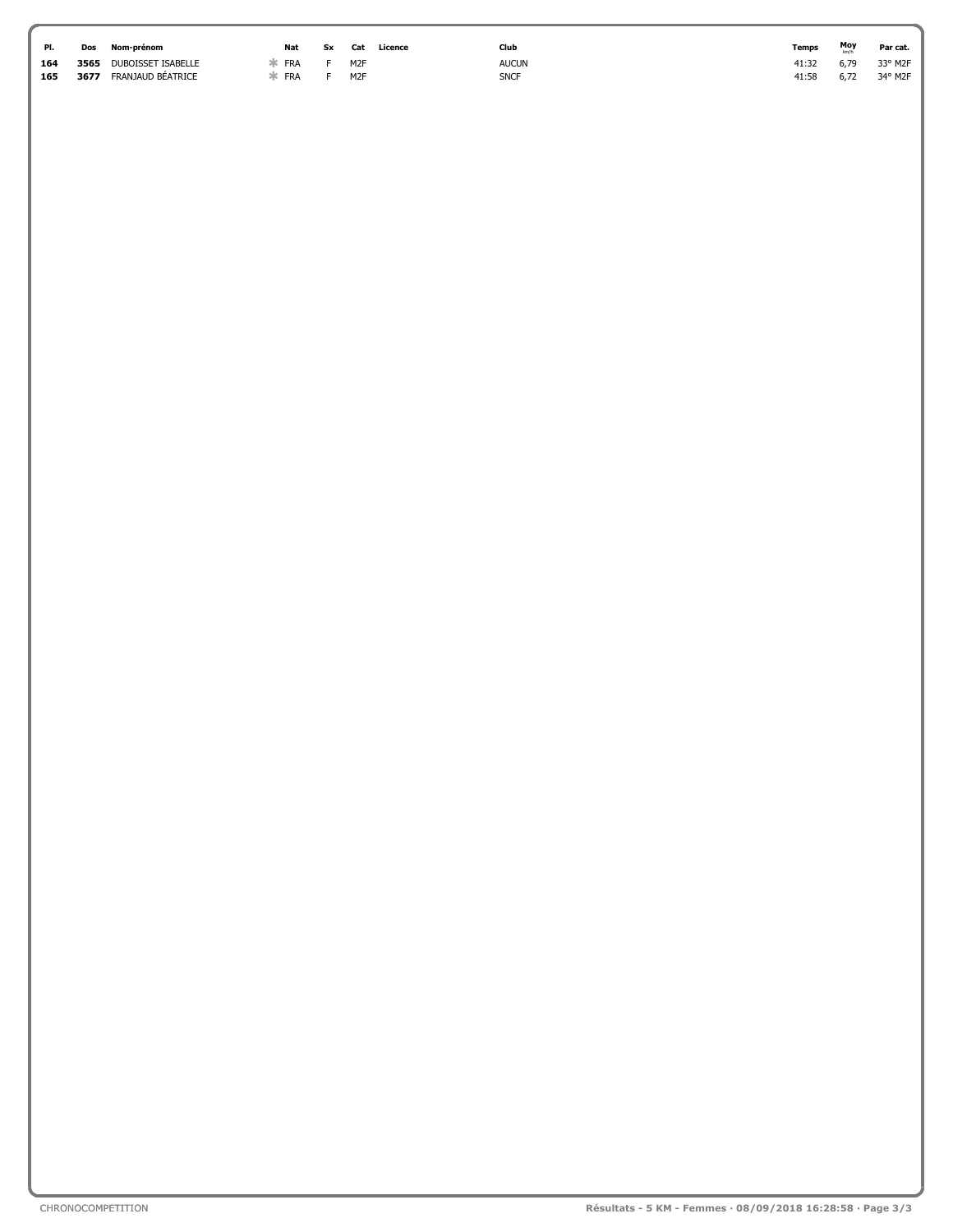| Pl. | Dos | Nom-prénom | Nat | Sx | Cat | Licence | Club | Temps | Moy km/h | Par cat. |
|---|---|---|---|---|---|---|---|---|---|---|
| **164** | **3565** | DUBOISSET ISABELLE | FRA | F | M2F | | AUCUN | 41:32 | 6,79 | 33° M2F |
| **165** | **3677** | FRANJAUD BÉATRICE | FRA | F | M2F | | SNCF | 41:58 | 6,72 | 34° M2F |